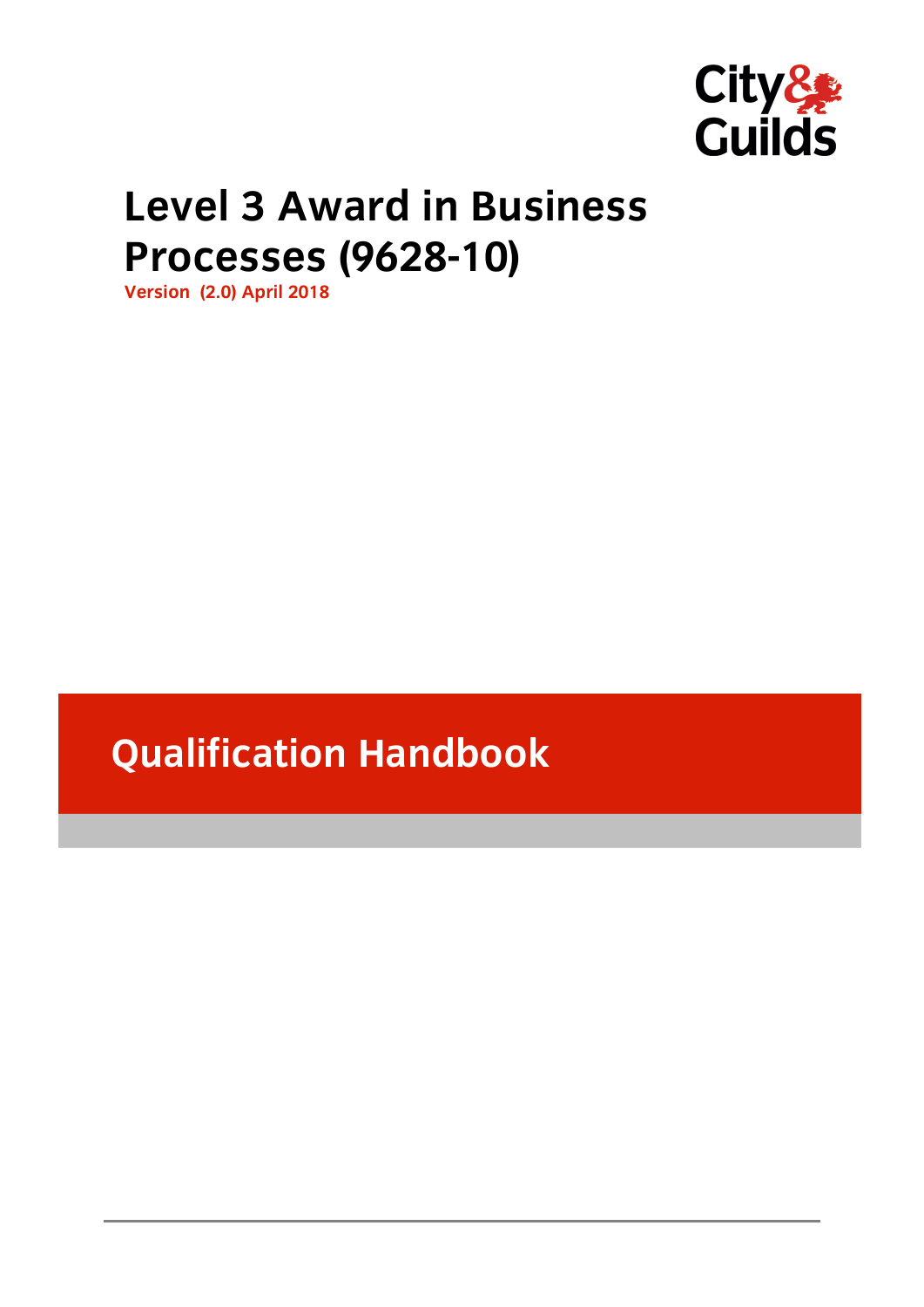City & Guilds

# Level 3 Award in Business Processes (9628-10)

**Version (2.0) April 2018**

## Qualification Handbook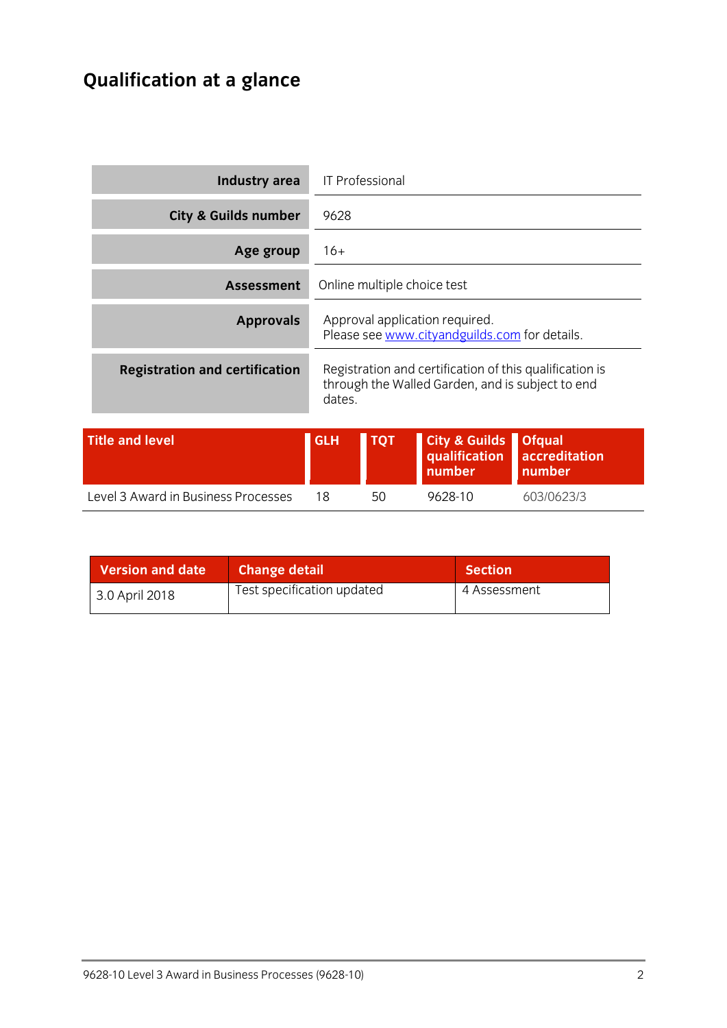# Qualification at a glance

| | |
|---|---|
| **Industry area** | IT Professional |
| **City & Guilds number** | 9628 |
| **Age group** | 16+ |
| **Assessment** | Online multiple choice test |
| **Approvals** | Approval application required. Please see www.cityandguilds.com for details. |
| **Registration and certification** | Registration and certification of this qualification is through the Walled Garden, and is subject to end dates. |

| Title and level | GLH | TQT | City & Guilds qualification number | Ofqual accreditation number |
|---|---|---|---|---|
| Level 3 Award in Business Processes | 18 | 50 | 9628-10 | 603/0623/3 |

| Version and date | Change detail | Section |
|---|---|---|
| 3.0 April 2018 | Test specification updated | 4 Assessment |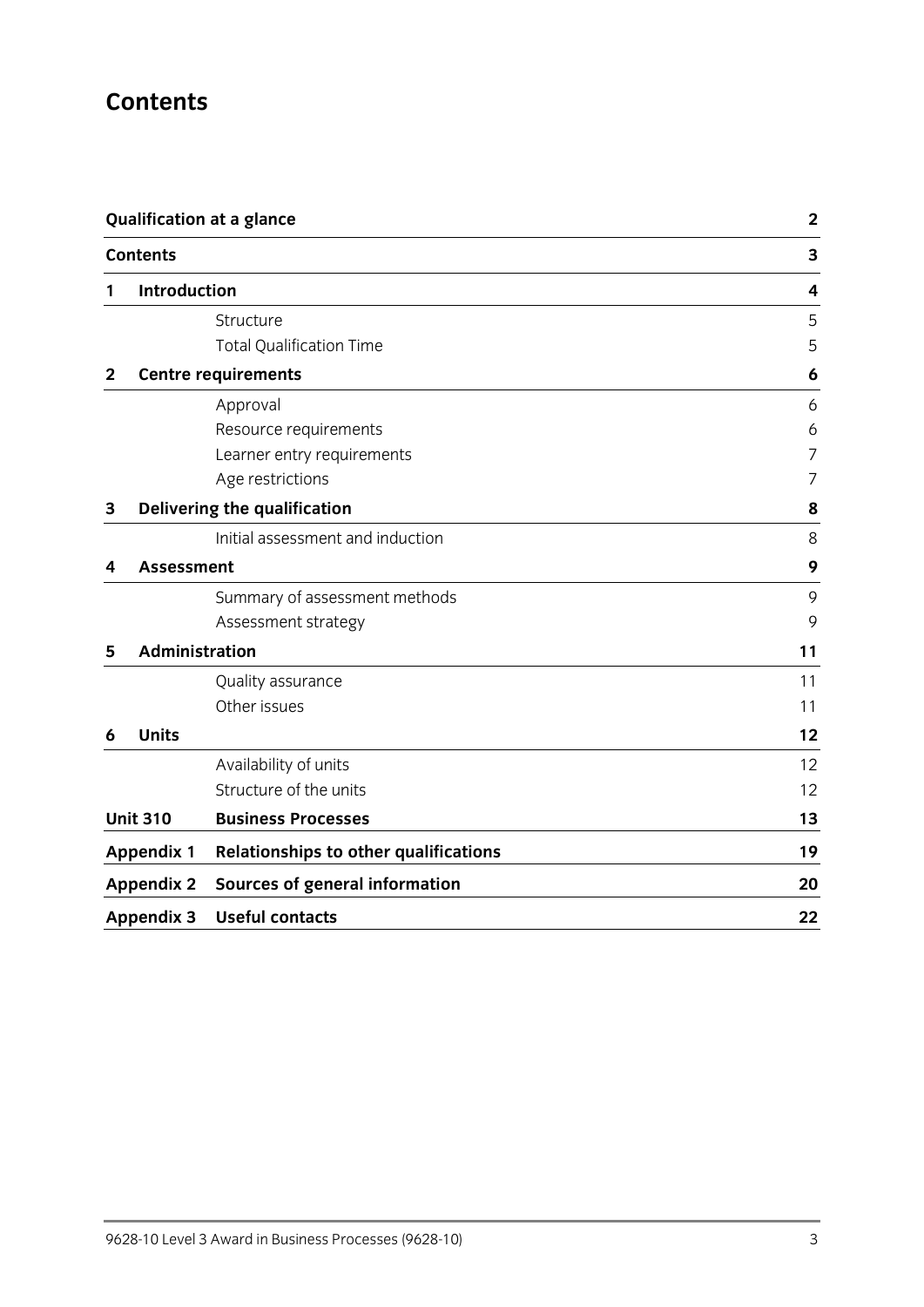# Contents

| | | |
|---|---|---|
| **Qualification at a glance** | | **2** |
| **Contents** | | **3** |
| **1** | **Introduction** | **4** |
| | Structure | 5 |
| | Total Qualification Time | 5 |
| **2** | **Centre requirements** | **6** |
| | Approval | 6 |
| | Resource requirements | 6 |
| | Learner entry requirements | 7 |
| | Age restrictions | 7 |
| **3** | **Delivering the qualification** | **8** |
| | Initial assessment and induction | 8 |
| **4** | **Assessment** | **9** |
| | Summary of assessment methods | 9 |
| | Assessment strategy | 9 |
| **5** | **Administration** | **11** |
| | Quality assurance | 11 |
| | Other issues | 11 |
| **6** | **Units** | **12** |
| | Availability of units | 12 |
| | Structure of the units | 12 |
| **Unit 310** | **Business Processes** | **13** |
| **Appendix 1** | **Relationships to other qualifications** | **19** |
| **Appendix 2** | **Sources of general information** | **20** |
| **Appendix 3** | **Useful contacts** | **22** |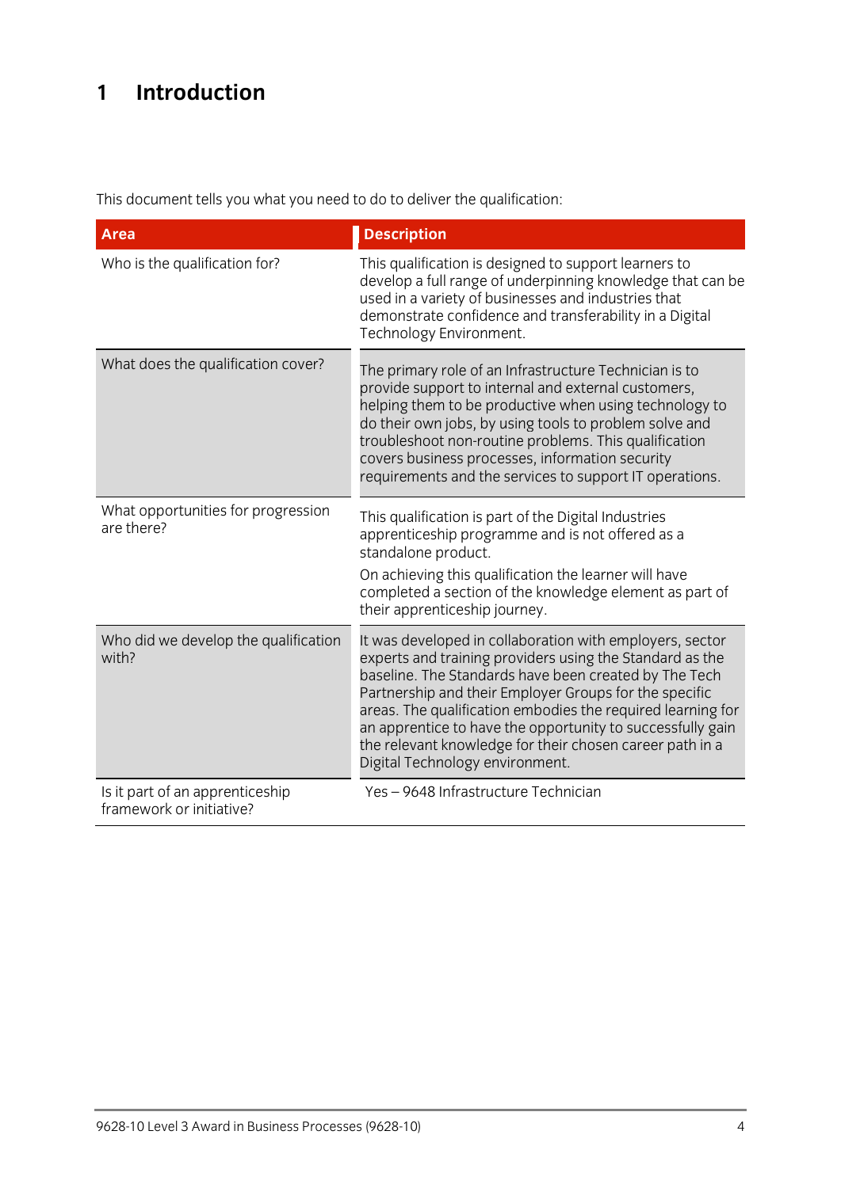# 1 Introduction

This document tells you what you need to do to deliver the qualification:

| Area | Description |
|---|---|
| Who is the qualification for? | This qualification is designed to support learners to develop a full range of underpinning knowledge that can be used in a variety of businesses and industries that demonstrate confidence and transferability in a Digital Technology Environment. |
| What does the qualification cover? | The primary role of an Infrastructure Technician is to provide support to internal and external customers, helping them to be productive when using technology to do their own jobs, by using tools to problem solve and troubleshoot non-routine problems. This qualification covers business processes, information security requirements and the services to support IT operations. |
| What opportunities for progression are there? | This qualification is part of the Digital Industries apprenticeship programme and is not offered as a standalone product.<br><br>On achieving this qualification the learner will have completed a section of the knowledge element as part of their apprenticeship journey. |
| Who did we develop the qualification with? | It was developed in collaboration with employers, sector experts and training providers using the Standard as the baseline. The Standards have been created by The Tech Partnership and their Employer Groups for the specific areas. The qualification embodies the required learning for an apprentice to have the opportunity to successfully gain the relevant knowledge for their chosen career path in a Digital Technology environment. |
| Is it part of an apprenticeship framework or initiative? | Yes – 9648 Infrastructure Technician |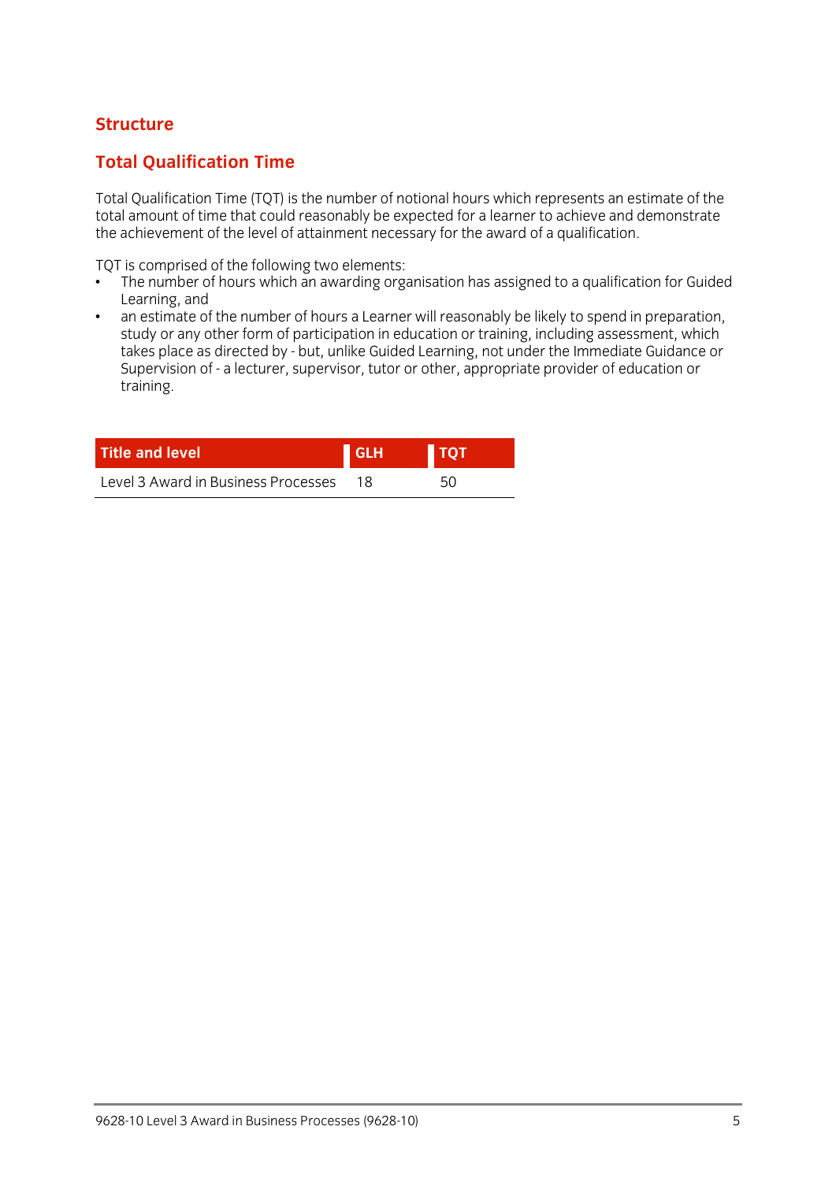## Structure

## Total Qualification Time

Total Qualification Time (TQT) is the number of notional hours which represents an estimate of the total amount of time that could reasonably be expected for a learner to achieve and demonstrate the achievement of the level of attainment necessary for the award of a qualification.

TQT is comprised of the following two elements:

- The number of hours which an awarding organisation has assigned to a qualification for Guided Learning, and
- an estimate of the number of hours a Learner will reasonably be likely to spend in preparation, study or any other form of participation in education or training, including assessment, which takes place as directed by - but, unlike Guided Learning, not under the Immediate Guidance or Supervision of - a lecturer, supervisor, tutor or other, appropriate provider of education or training.

| Title and level | GLH | TQT |
|---|---|---|
| Level 3 Award in Business Processes | 18 | 50 |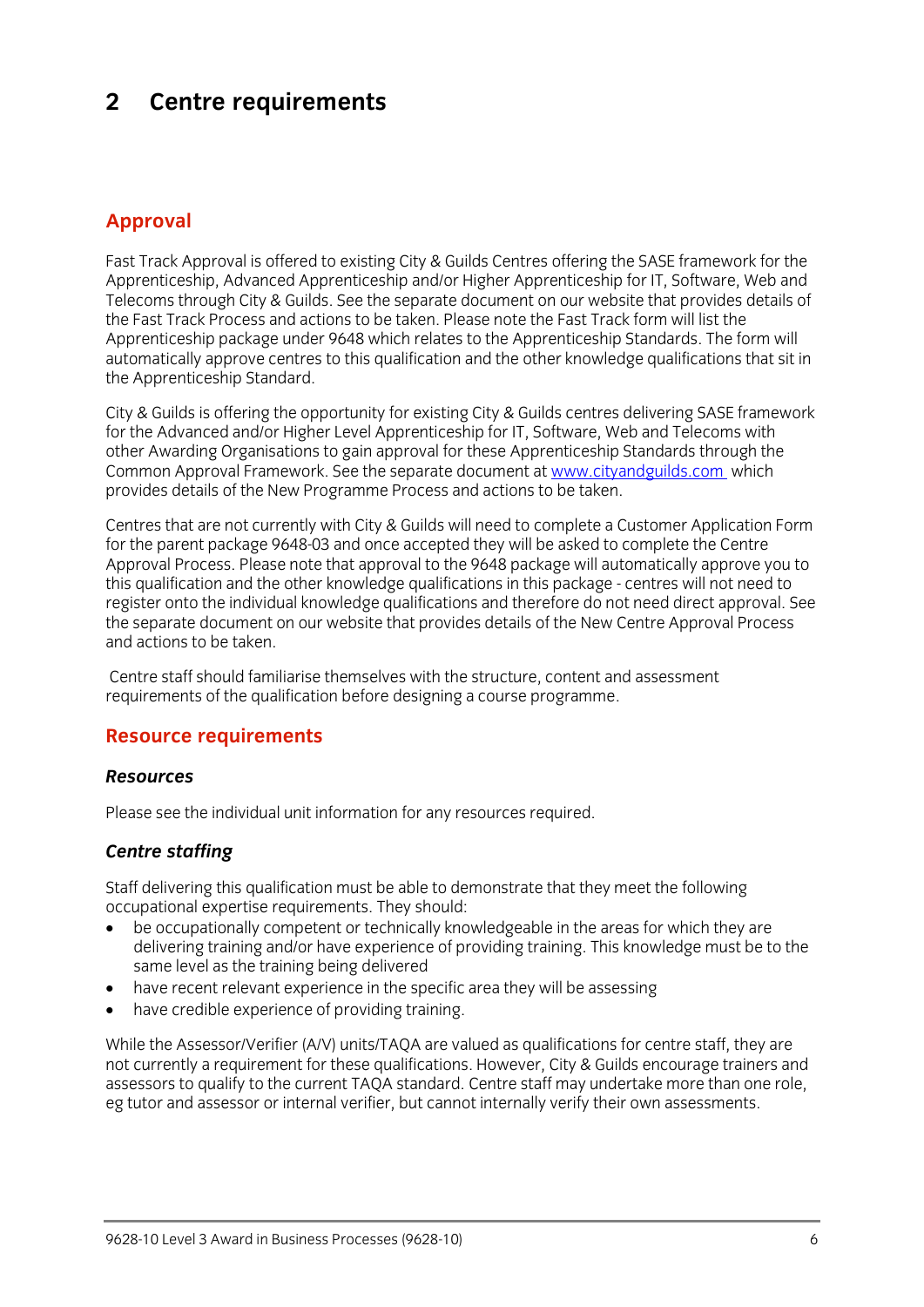# 2 Centre requirements

## Approval

Fast Track Approval is offered to existing City & Guilds Centres offering the SASE framework for the Apprenticeship, Advanced Apprenticeship and/or Higher Apprenticeship for IT, Software, Web and Telecoms through City & Guilds. See the separate document on our website that provides details of the Fast Track Process and actions to be taken. Please note the Fast Track form will list the Apprenticeship package under 9648 which relates to the Apprenticeship Standards. The form will automatically approve centres to this qualification and the other knowledge qualifications that sit in the Apprenticeship Standard.

City & Guilds is offering the opportunity for existing City & Guilds centres delivering SASE framework for the Advanced and/or Higher Level Apprenticeship for IT, Software, Web and Telecoms with other Awarding Organisations to gain approval for these Apprenticeship Standards through the Common Approval Framework. See the separate document at www.cityandguilds.com which provides details of the New Programme Process and actions to be taken.

Centres that are not currently with City & Guilds will need to complete a Customer Application Form for the parent package 9648-03 and once accepted they will be asked to complete the Centre Approval Process. Please note that approval to the 9648 package will automatically approve you to this qualification and the other knowledge qualifications in this package - centres will not need to register onto the individual knowledge qualifications and therefore do not need direct approval. See the separate document on our website that provides details of the New Centre Approval Process and actions to be taken.

Centre staff should familiarise themselves with the structure, content and assessment requirements of the qualification before designing a course programme.

## Resource requirements

### *Resources*

Please see the individual unit information for any resources required.

### *Centre staffing*

Staff delivering this qualification must be able to demonstrate that they meet the following occupational expertise requirements. They should:

- be occupationally competent or technically knowledgeable in the areas for which they are delivering training and/or have experience of providing training. This knowledge must be to the same level as the training being delivered
- have recent relevant experience in the specific area they will be assessing
- have credible experience of providing training.

While the Assessor/Verifier (A/V) units/TAQA are valued as qualifications for centre staff, they are not currently a requirement for these qualifications. However, City & Guilds encourage trainers and assessors to qualify to the current TAQA standard. Centre staff may undertake more than one role, eg tutor and assessor or internal verifier, but cannot internally verify their own assessments.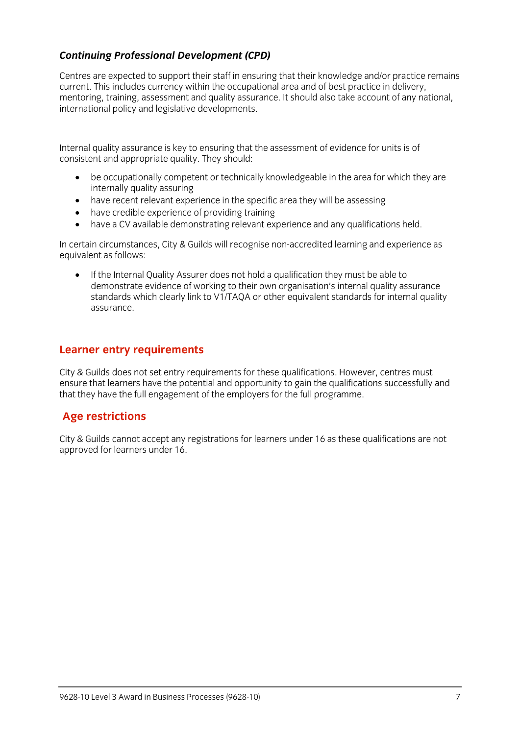### *Continuing Professional Development (CPD)*

Centres are expected to support their staff in ensuring that their knowledge and/or practice remains current. This includes currency within the occupational area and of best practice in delivery, mentoring, training, assessment and quality assurance. It should also take account of any national, international policy and legislative developments.

Internal quality assurance is key to ensuring that the assessment of evidence for units is of consistent and appropriate quality. They should:

- be occupationally competent or technically knowledgeable in the area for which they are internally quality assuring
- have recent relevant experience in the specific area they will be assessing
- have credible experience of providing training
- have a CV available demonstrating relevant experience and any qualifications held.

In certain circumstances, City & Guilds will recognise non-accredited learning and experience as equivalent as follows:

- If the Internal Quality Assurer does not hold a qualification they must be able to demonstrate evidence of working to their own organisation's internal quality assurance standards which clearly link to V1/TAQA or other equivalent standards for internal quality assurance.

## Learner entry requirements

City & Guilds does not set entry requirements for these qualifications. However, centres must ensure that learners have the potential and opportunity to gain the qualifications successfully and that they have the full engagement of the employers for the full programme.

## Age restrictions

City & Guilds cannot accept any registrations for learners under 16 as these qualifications are not approved for learners under 16.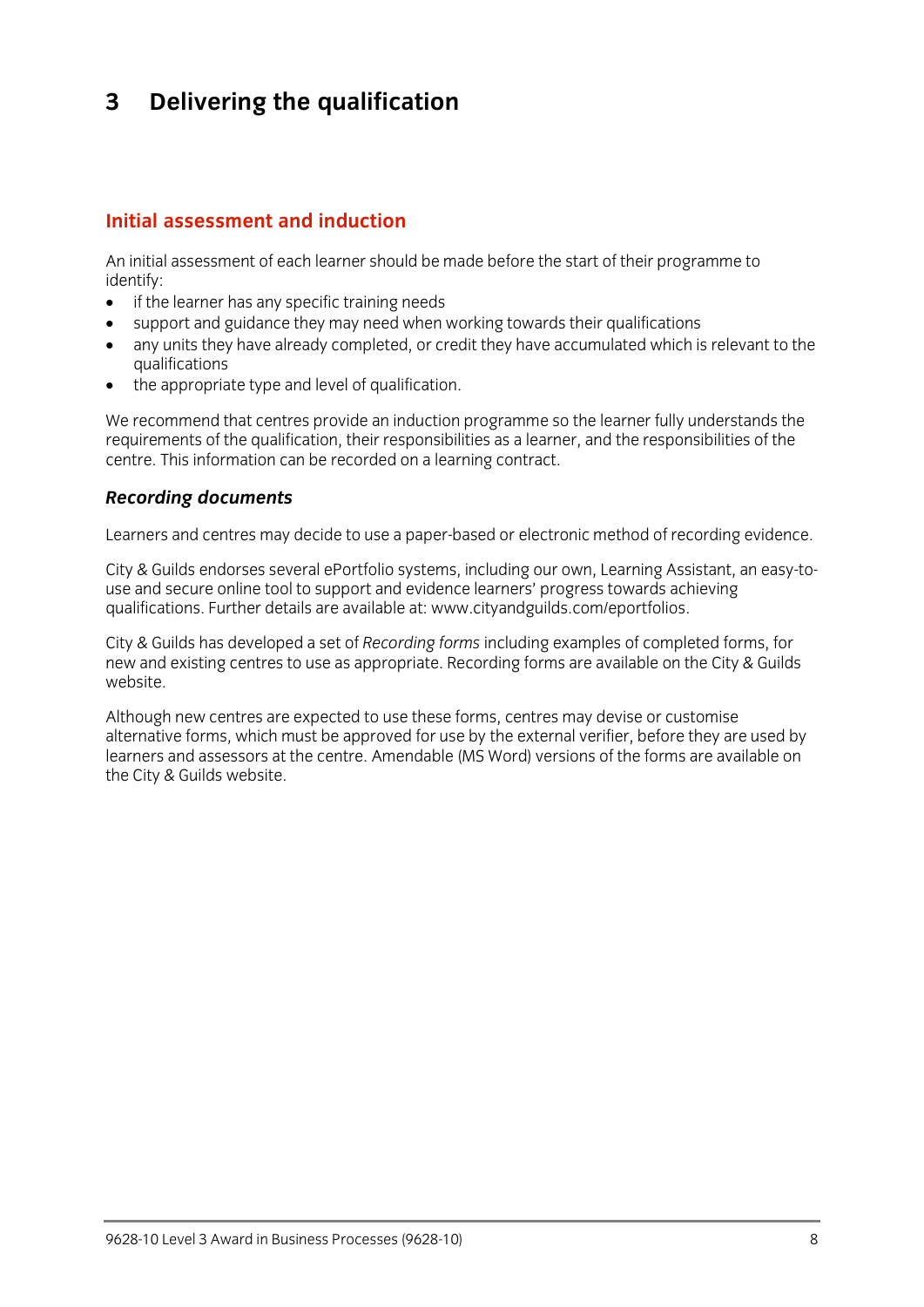# 3 Delivering the qualification

## Initial assessment and induction

An initial assessment of each learner should be made before the start of their programme to identify:

- if the learner has any specific training needs
- support and guidance they may need when working towards their qualifications
- any units they have already completed, or credit they have accumulated which is relevant to the qualifications
- the appropriate type and level of qualification.

We recommend that centres provide an induction programme so the learner fully understands the requirements of the qualification, their responsibilities as a learner, and the responsibilities of the centre. This information can be recorded on a learning contract.

### *Recording documents*

Learners and centres may decide to use a paper-based or electronic method of recording evidence.

City & Guilds endorses several ePortfolio systems, including our own, Learning Assistant, an easy-to-use and secure online tool to support and evidence learners' progress towards achieving qualifications. Further details are available at: www.cityandguilds.com/eportfolios.

City & Guilds has developed a set of *Recording forms* including examples of completed forms, for new and existing centres to use as appropriate. Recording forms are available on the City & Guilds website.

Although new centres are expected to use these forms, centres may devise or customise alternative forms, which must be approved for use by the external verifier, before they are used by learners and assessors at the centre. Amendable (MS Word) versions of the forms are available on the City & Guilds website.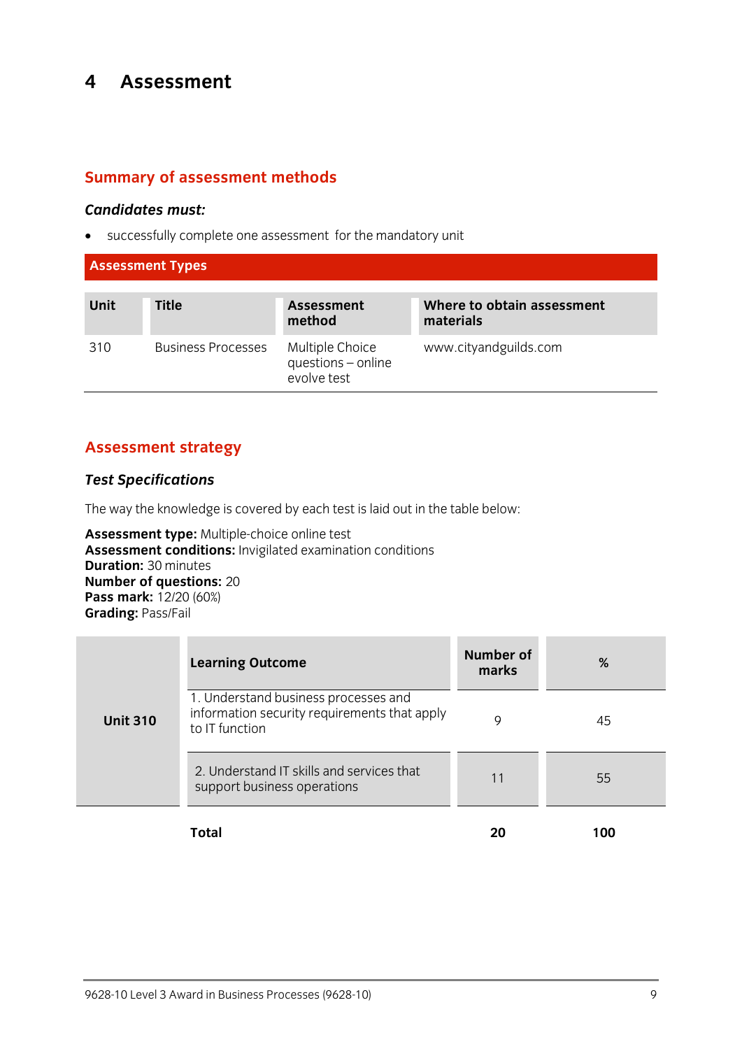# 4 Assessment

## Summary of assessment methods

***Candidates must:***

- successfully complete one assessment for the mandatory unit

| Assessment Types | | | |
|---|---|---|---|
| **Unit** | **Title** | **Assessment method** | **Where to obtain assessment materials** |
| 310 | Business Processes | Multiple Choice questions – online evolve test | www.cityandguilds.com |

## Assessment strategy

***Test Specifications***

The way the knowledge is covered by each test is laid out in the table below:

**Assessment type:** Multiple-choice online test
**Assessment conditions:** Invigilated examination conditions
**Duration:** 30 minutes
**Number of questions:** 20
**Pass mark:** 12/20 (60%)
**Grading:** Pass/Fail

| | Learning Outcome | Number of marks | % |
|---|---|---|---|
| **Unit 310** | 1. Understand business processes and information security requirements that apply to IT function | 9 | 45 |
| | 2. Understand IT skills and services that support business operations | 11 | 55 |
| | **Total** | **20** | **100** |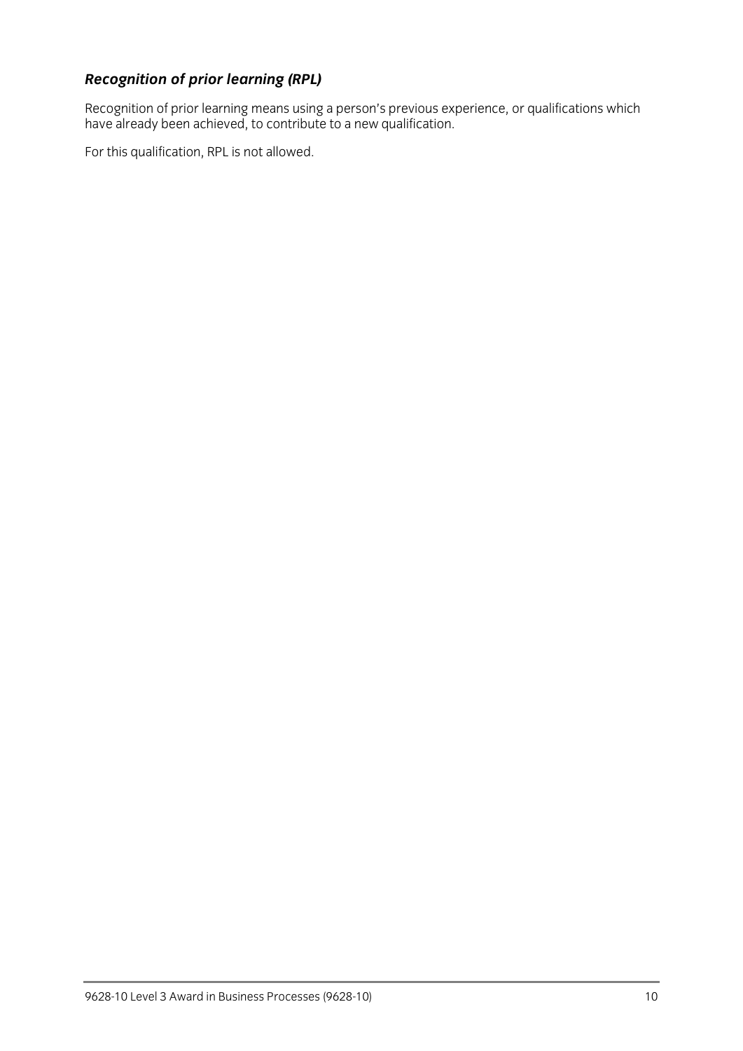### *Recognition of prior learning (RPL)*

Recognition of prior learning means using a person's previous experience, or qualifications which have already been achieved, to contribute to a new qualification.

For this qualification, RPL is not allowed.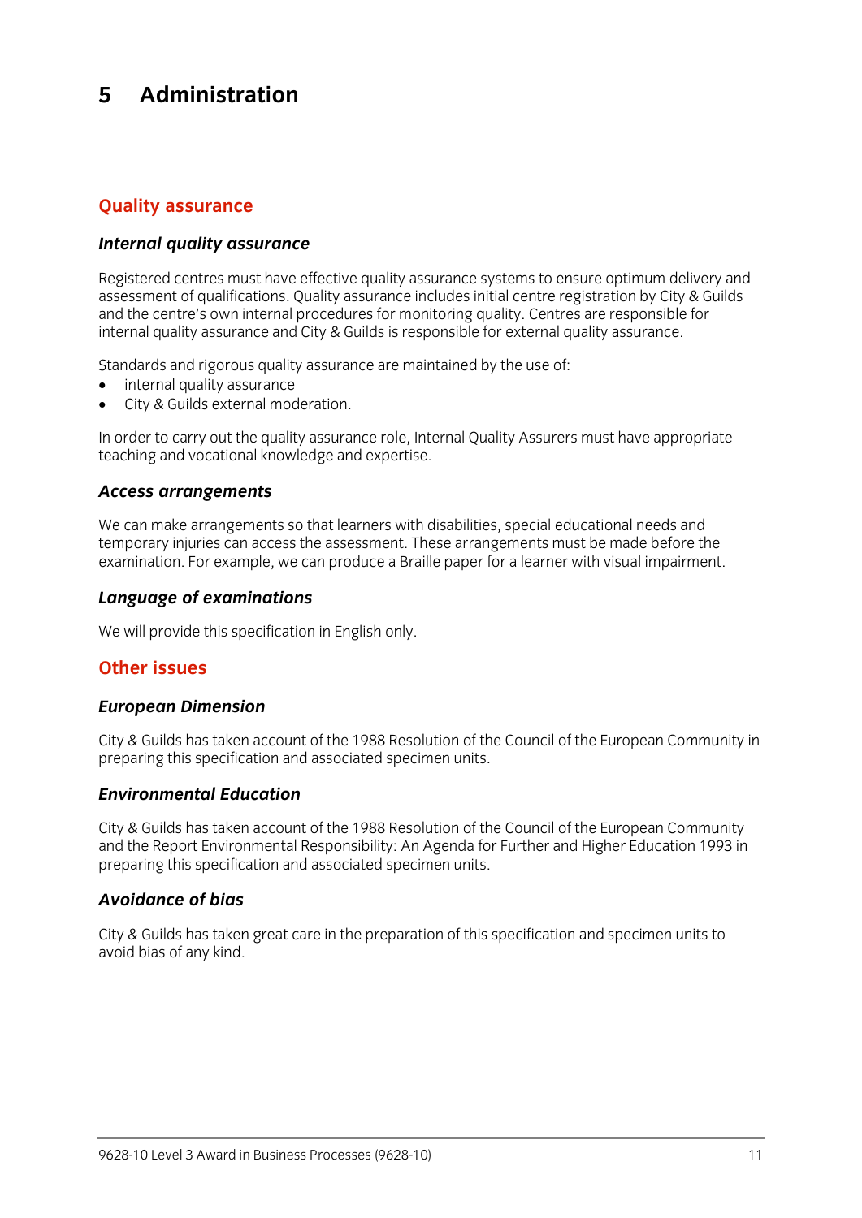# 5 Administration

## Quality assurance

### *Internal quality assurance*

Registered centres must have effective quality assurance systems to ensure optimum delivery and assessment of qualifications. Quality assurance includes initial centre registration by City & Guilds and the centre's own internal procedures for monitoring quality. Centres are responsible for internal quality assurance and City & Guilds is responsible for external quality assurance.

Standards and rigorous quality assurance are maintained by the use of:

- internal quality assurance
- City & Guilds external moderation.

In order to carry out the quality assurance role, Internal Quality Assurers must have appropriate teaching and vocational knowledge and expertise.

### *Access arrangements*

We can make arrangements so that learners with disabilities, special educational needs and temporary injuries can access the assessment. These arrangements must be made before the examination. For example, we can produce a Braille paper for a learner with visual impairment.

### *Language of examinations*

We will provide this specification in English only.

## Other issues

### *European Dimension*

City & Guilds has taken account of the 1988 Resolution of the Council of the European Community in preparing this specification and associated specimen units.

### *Environmental Education*

City & Guilds has taken account of the 1988 Resolution of the Council of the European Community and the Report Environmental Responsibility: An Agenda for Further and Higher Education 1993 in preparing this specification and associated specimen units.

### *Avoidance of bias*

City & Guilds has taken great care in the preparation of this specification and specimen units to avoid bias of any kind.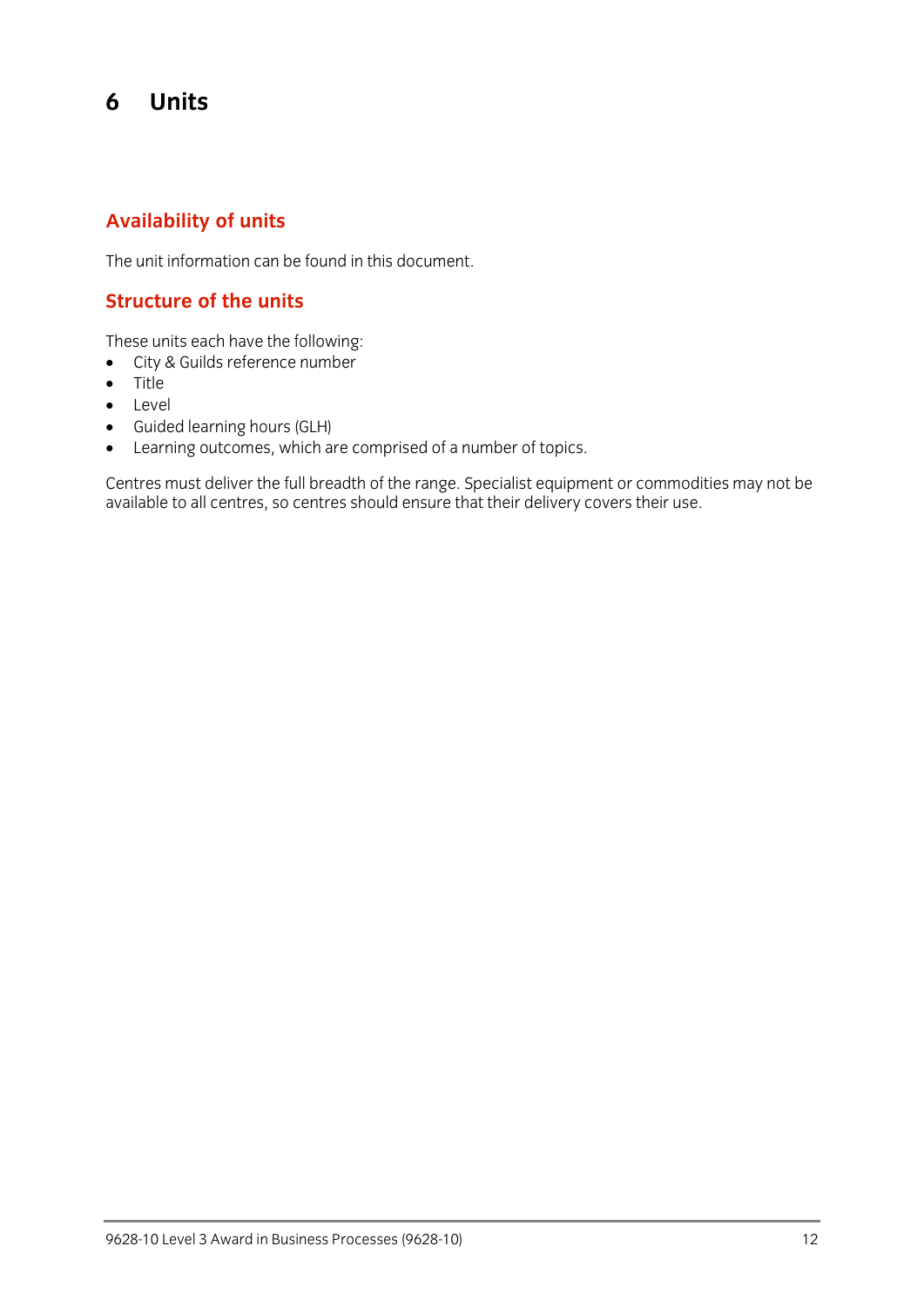# 6 Units

## Availability of units

The unit information can be found in this document.

## Structure of the units

These units each have the following:

- City & Guilds reference number
- Title
- Level
- Guided learning hours (GLH)
- Learning outcomes, which are comprised of a number of topics.

Centres must deliver the full breadth of the range. Specialist equipment or commodities may not be available to all centres, so centres should ensure that their delivery covers their use.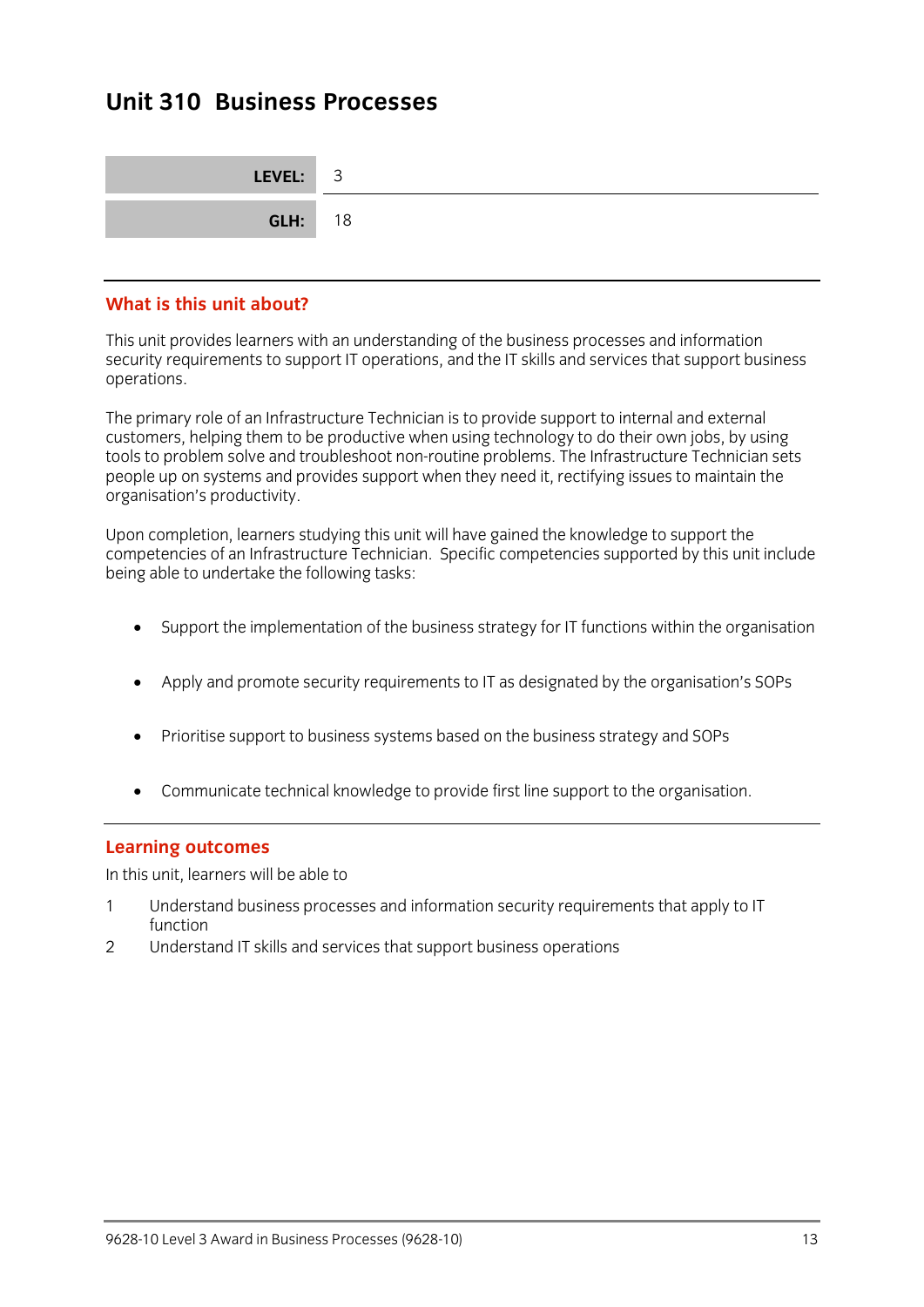# Unit 310 Business Processes

| | |
|---|---|
| **LEVEL:** | 3 |
| **GLH:** | 18 |

## What is this unit about?

This unit provides learners with an understanding of the business processes and information security requirements to support IT operations, and the IT skills and services that support business operations.

The primary role of an Infrastructure Technician is to provide support to internal and external customers, helping them to be productive when using technology to do their own jobs, by using tools to problem solve and troubleshoot non-routine problems. The Infrastructure Technician sets people up on systems and provides support when they need it, rectifying issues to maintain the organisation's productivity.

Upon completion, learners studying this unit will have gained the knowledge to support the competencies of an Infrastructure Technician. Specific competencies supported by this unit include being able to undertake the following tasks:

- Support the implementation of the business strategy for IT functions within the organisation
- Apply and promote security requirements to IT as designated by the organisation's SOPs
- Prioritise support to business systems based on the business strategy and SOPs
- Communicate technical knowledge to provide first line support to the organisation.

## Learning outcomes

In this unit, learners will be able to

1. Understand business processes and information security requirements that apply to IT function
2. Understand IT skills and services that support business operations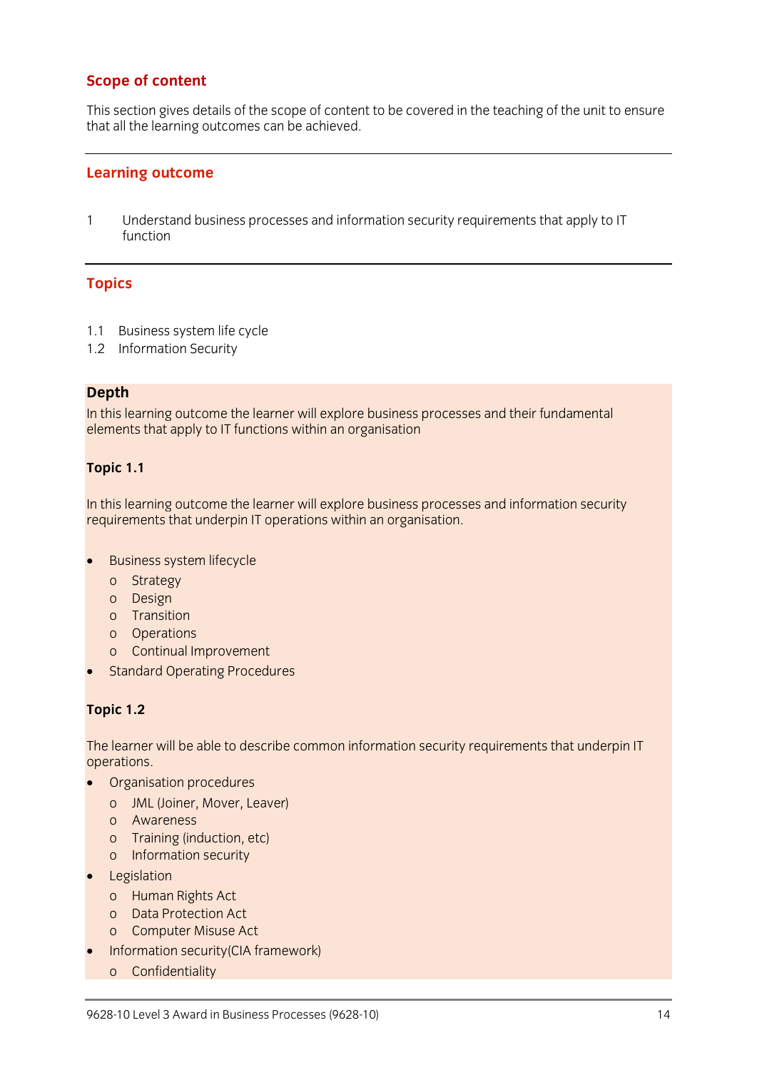## Scope of content

This section gives details of the scope of content to be covered in the teaching of the unit to ensure that all the learning outcomes can be achieved.

---

### Learning outcome

1 Understand business processes and information security requirements that apply to IT function

---

### Topics

1.1 Business system life cycle
1.2 Information Security

**Depth**

In this learning outcome the learner will explore business processes and their fundamental elements that apply to IT functions within an organisation

**Topic 1.1**

In this learning outcome the learner will explore business processes and information security requirements that underpin IT operations within an organisation.

- Business system lifecycle
  - Strategy
  - Design
  - Transition
  - Operations
  - Continual Improvement
- Standard Operating Procedures

**Topic 1.2**

The learner will be able to describe common information security requirements that underpin IT operations.

- Organisation procedures
  - JML (Joiner, Mover, Leaver)
  - Awareness
  - Training (induction, etc)
  - Information security
- Legislation
  - Human Rights Act
  - Data Protection Act
  - Computer Misuse Act
- Information security(CIA framework)
  - Confidentiality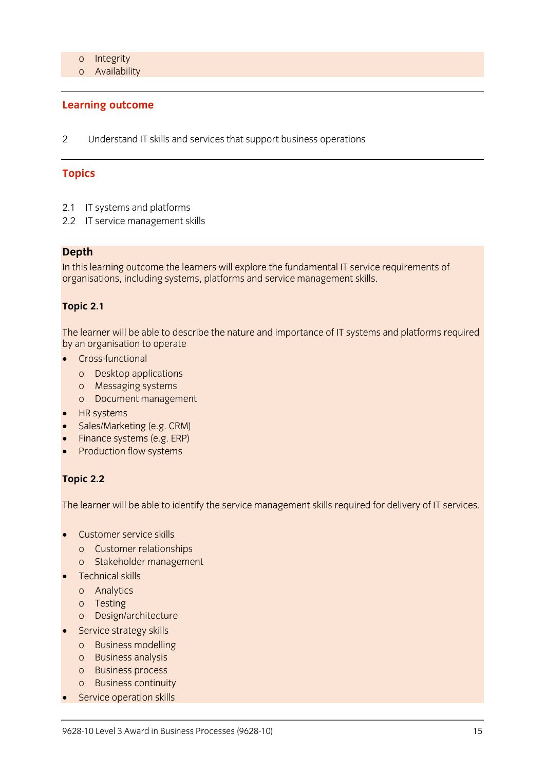- Integrity
  - Availability

## Learning outcome

2 Understand IT skills and services that support business operations

## Topics

2.1 IT systems and platforms

2.2 IT service management skills

### Depth

In this learning outcome the learners will explore the fundamental IT service requirements of organisations, including systems, platforms and service management skills.

**Topic 2.1**

The learner will be able to describe the nature and importance of IT systems and platforms required by an organisation to operate

- Cross-functional
  - Desktop applications
  - Messaging systems
  - Document management
- HR systems
- Sales/Marketing (e.g. CRM)
- Finance systems (e.g. ERP)
- Production flow systems

**Topic 2.2**

The learner will be able to identify the service management skills required for delivery of IT services.

- Customer service skills
  - Customer relationships
  - Stakeholder management
- Technical skills
  - Analytics
  - Testing
  - Design/architecture
- Service strategy skills
  - Business modelling
  - Business analysis
  - Business process
  - Business continuity
- Service operation skills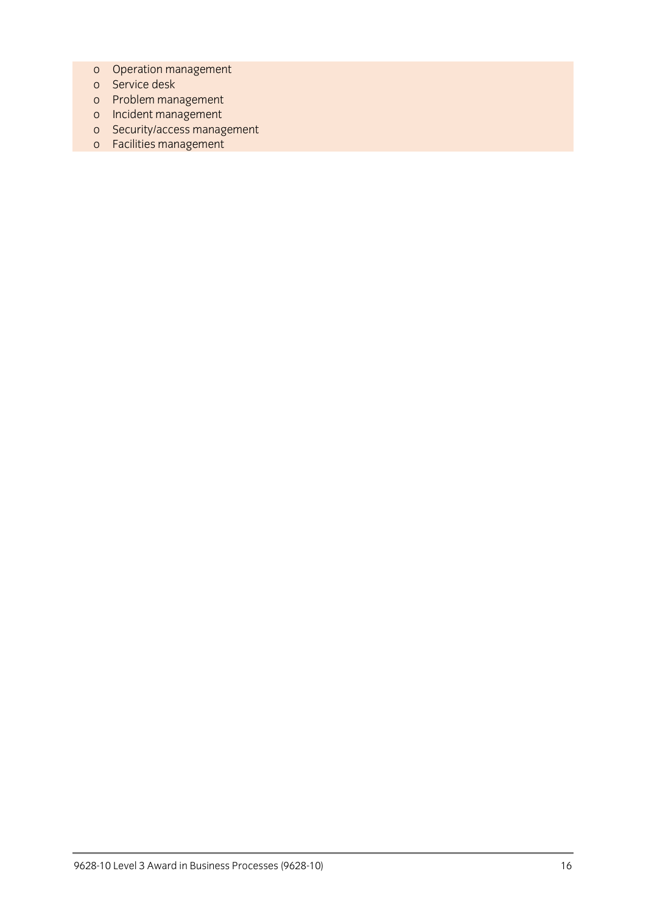- Operation management
- Service desk
- Problem management
- Incident management
- Security/access management
- Facilities management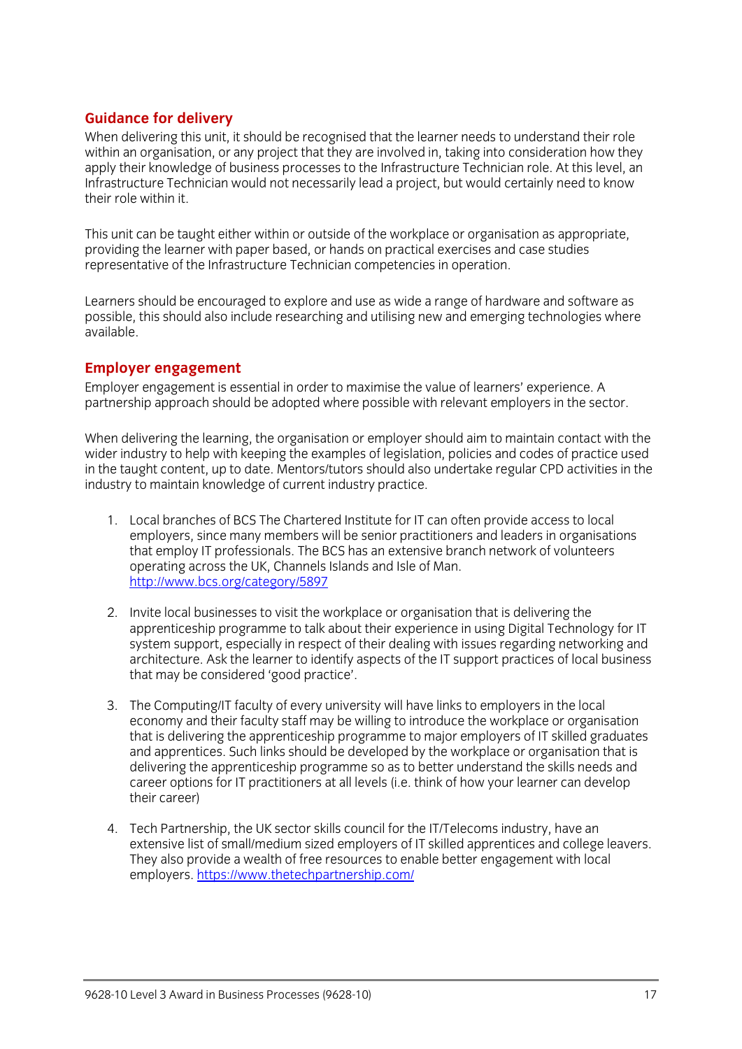## Guidance for delivery

When delivering this unit, it should be recognised that the learner needs to understand their role within an organisation, or any project that they are involved in, taking into consideration how they apply their knowledge of business processes to the Infrastructure Technician role. At this level, an Infrastructure Technician would not necessarily lead a project, but would certainly need to know their role within it.

This unit can be taught either within or outside of the workplace or organisation as appropriate, providing the learner with paper based, or hands on practical exercises and case studies representative of the Infrastructure Technician competencies in operation.

Learners should be encouraged to explore and use as wide a range of hardware and software as possible, this should also include researching and utilising new and emerging technologies where available.

## Employer engagement

Employer engagement is essential in order to maximise the value of learners' experience. A partnership approach should be adopted where possible with relevant employers in the sector.

When delivering the learning, the organisation or employer should aim to maintain contact with the wider industry to help with keeping the examples of legislation, policies and codes of practice used in the taught content, up to date. Mentors/tutors should also undertake regular CPD activities in the industry to maintain knowledge of current industry practice.

1. Local branches of BCS The Chartered Institute for IT can often provide access to local employers, since many members will be senior practitioners and leaders in organisations that employ IT professionals. The BCS has an extensive branch network of volunteers operating across the UK, Channels Islands and Isle of Man. http://www.bcs.org/category/5897

2. Invite local businesses to visit the workplace or organisation that is delivering the apprenticeship programme to talk about their experience in using Digital Technology for IT system support, especially in respect of their dealing with issues regarding networking and architecture. Ask the learner to identify aspects of the IT support practices of local business that may be considered 'good practice'.

3. The Computing/IT faculty of every university will have links to employers in the local economy and their faculty staff may be willing to introduce the workplace or organisation that is delivering the apprenticeship programme to major employers of IT skilled graduates and apprentices. Such links should be developed by the workplace or organisation that is delivering the apprenticeship programme so as to better understand the skills needs and career options for IT practitioners at all levels (i.e. think of how your learner can develop their career)

4. Tech Partnership, the UK sector skills council for the IT/Telecoms industry, have an extensive list of small/medium sized employers of IT skilled apprentices and college leavers. They also provide a wealth of free resources to enable better engagement with local employers. https://www.thetechpartnership.com/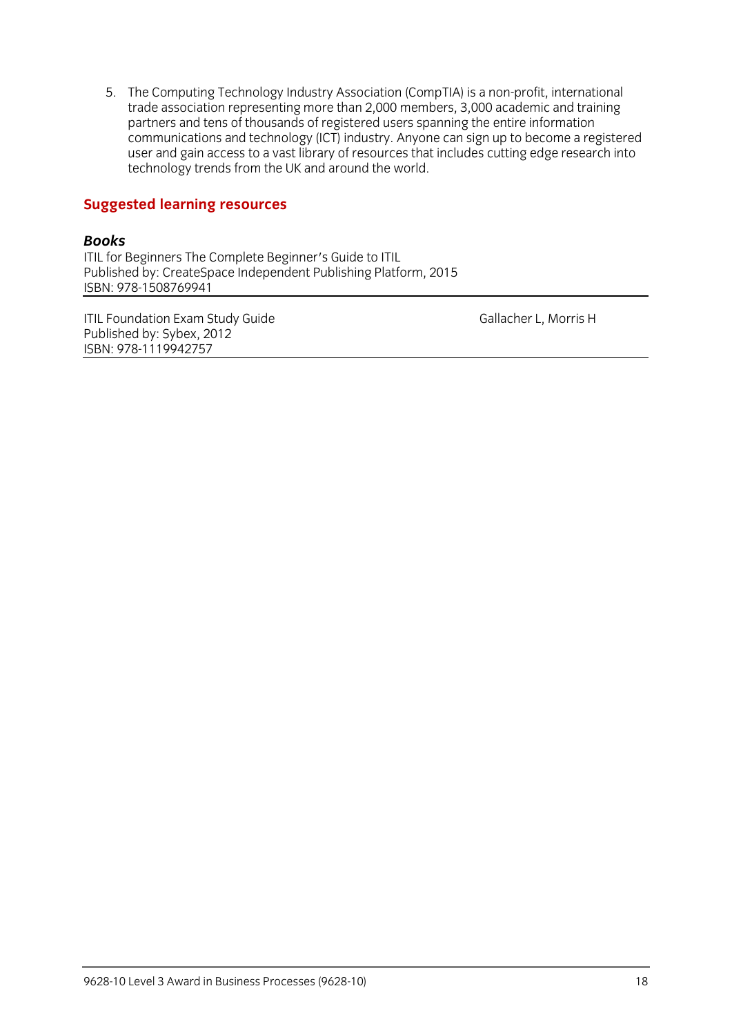5. The Computing Technology Industry Association (CompTIA) is a non-profit, international trade association representing more than 2,000 members, 3,000 academic and training partners and tens of thousands of registered users spanning the entire information communications and technology (ICT) industry. Anyone can sign up to become a registered user and gain access to a vast library of resources that includes cutting edge research into technology trends from the UK and around the world.

## Suggested learning resources

### *Books*

| | |
|---|---|
| ITIL for Beginners The Complete Beginner's Guide to ITIL<br>Published by: CreateSpace Independent Publishing Platform, 2015<br>ISBN: 978-1508769941 | |
| ITIL Foundation Exam Study Guide<br>Published by: Sybex, 2012<br>ISBN: 978-1119942757 | Gallacher L, Morris H |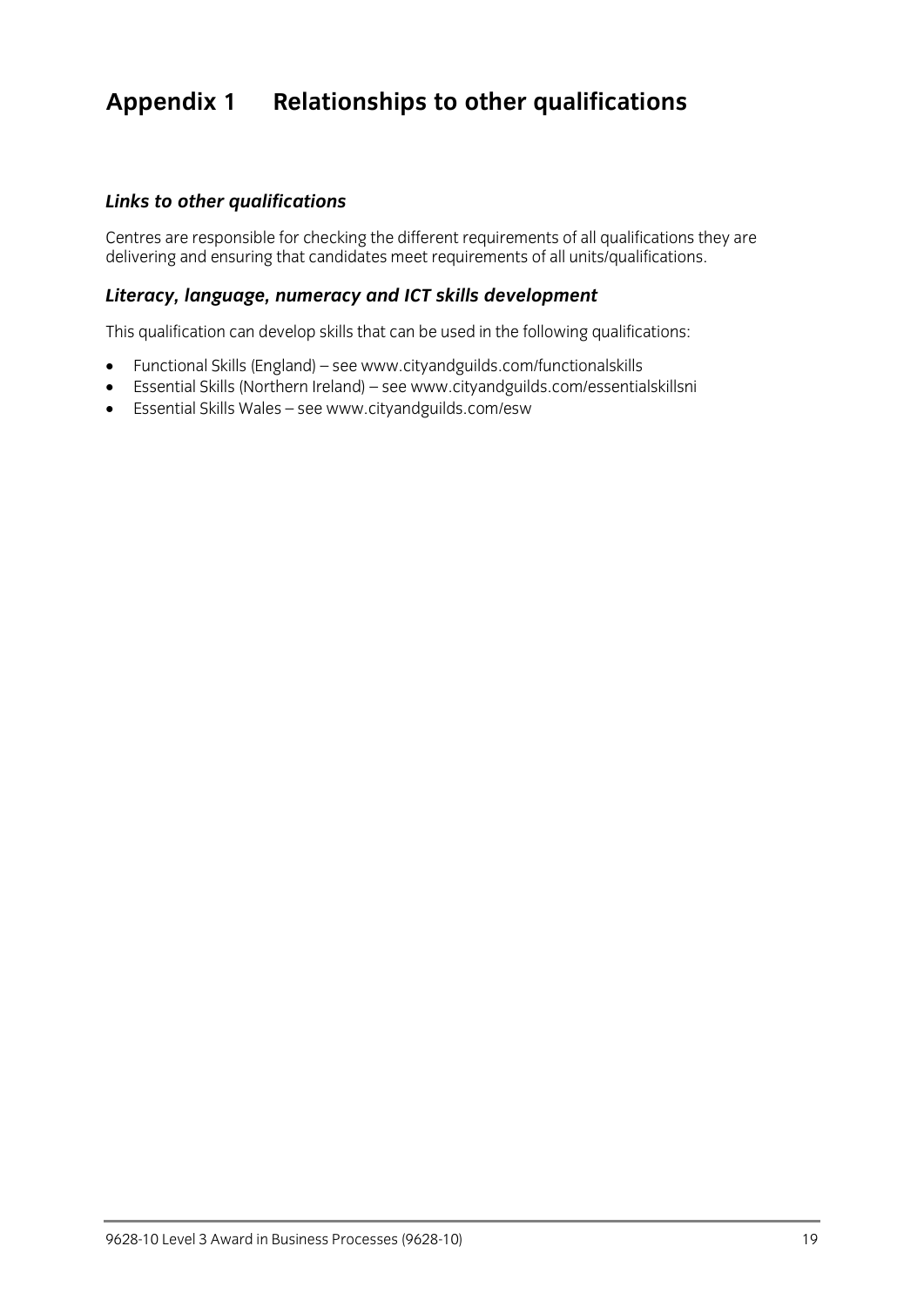# Appendix 1 Relationships to other qualifications

### *Links to other qualifications*

Centres are responsible for checking the different requirements of all qualifications they are delivering and ensuring that candidates meet requirements of all units/qualifications.

### *Literacy, language, numeracy and ICT skills development*

This qualification can develop skills that can be used in the following qualifications:

- Functional Skills (England) – see www.cityandguilds.com/functionalskills
- Essential Skills (Northern Ireland) – see www.cityandguilds.com/essentialskillsni
- Essential Skills Wales – see www.cityandguilds.com/esw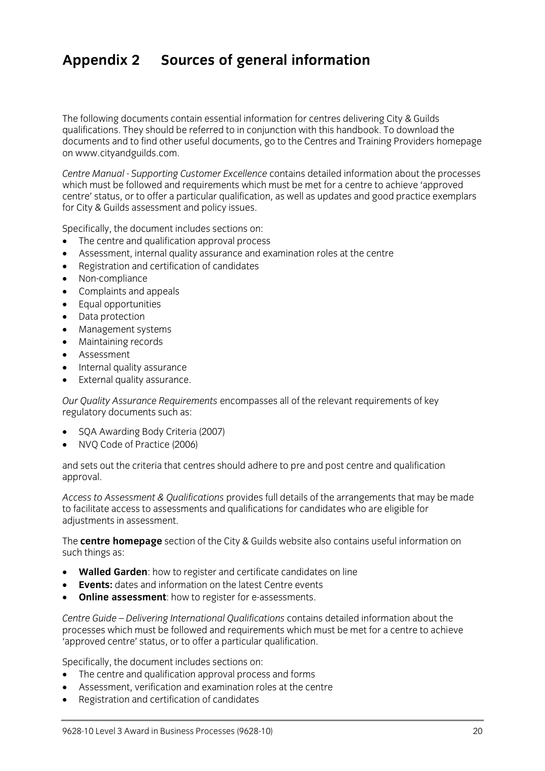# Appendix 2 Sources of general information

The following documents contain essential information for centres delivering City & Guilds qualifications. They should be referred to in conjunction with this handbook. To download the documents and to find other useful documents, go to the Centres and Training Providers homepage on www.cityandguilds.com.

*Centre Manual - Supporting Customer Excellence* contains detailed information about the processes which must be followed and requirements which must be met for a centre to achieve 'approved centre' status, or to offer a particular qualification, as well as updates and good practice exemplars for City & Guilds assessment and policy issues.

Specifically, the document includes sections on:

- The centre and qualification approval process
- Assessment, internal quality assurance and examination roles at the centre
- Registration and certification of candidates
- Non-compliance
- Complaints and appeals
- Equal opportunities
- Data protection
- Management systems
- Maintaining records
- Assessment
- Internal quality assurance
- External quality assurance.

*Our Quality Assurance Requirements* encompasses all of the relevant requirements of key regulatory documents such as:

- SQA Awarding Body Criteria (2007)
- NVQ Code of Practice (2006)

and sets out the criteria that centres should adhere to pre and post centre and qualification approval.

*Access to Assessment & Qualifications* provides full details of the arrangements that may be made to facilitate access to assessments and qualifications for candidates who are eligible for adjustments in assessment.

The **centre homepage** section of the City & Guilds website also contains useful information on such things as:

- **Walled Garden**: how to register and certificate candidates on line
- **Events:** dates and information on the latest Centre events
- **Online assessment**: how to register for e-assessments.

*Centre Guide – Delivering International Qualifications* contains detailed information about the processes which must be followed and requirements which must be met for a centre to achieve 'approved centre' status, or to offer a particular qualification.

Specifically, the document includes sections on:

- The centre and qualification approval process and forms
- Assessment, verification and examination roles at the centre
- Registration and certification of candidates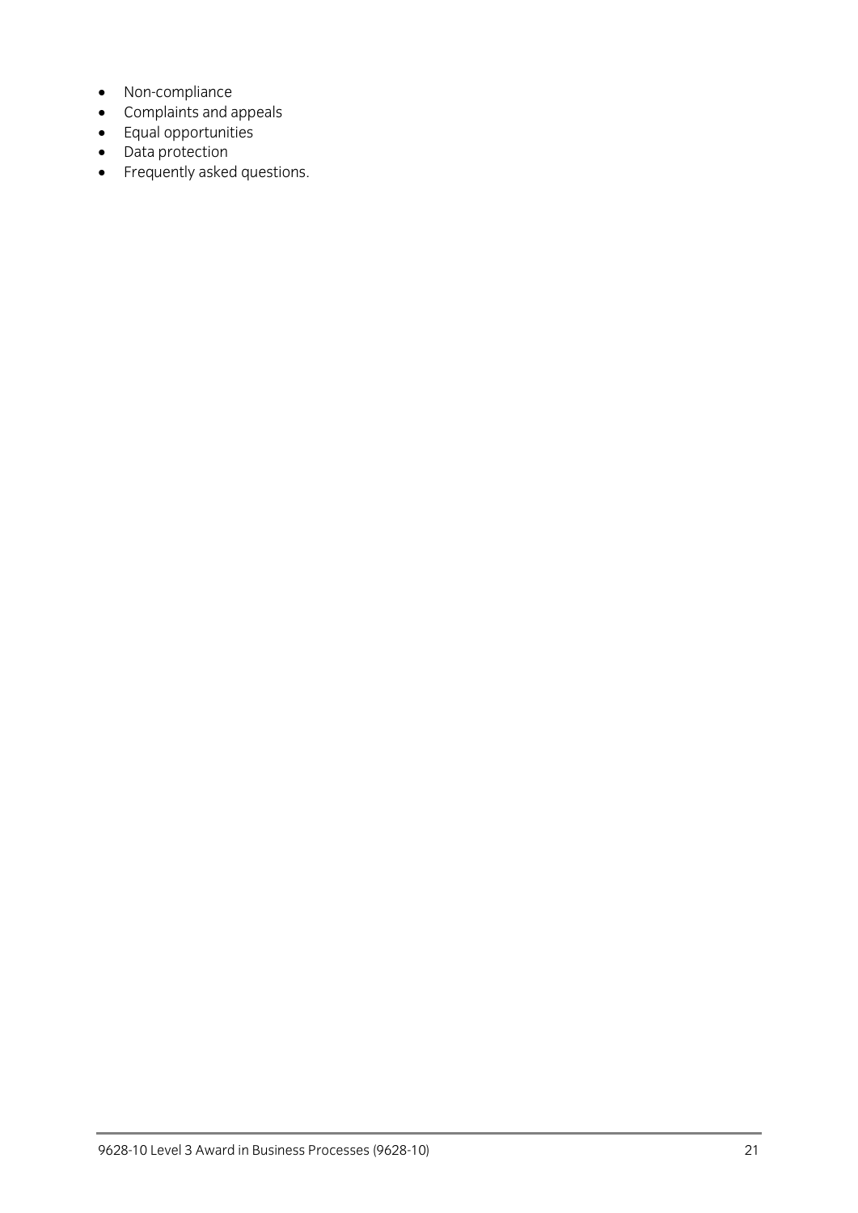- Non-compliance
- Complaints and appeals
- Equal opportunities
- Data protection
- Frequently asked questions.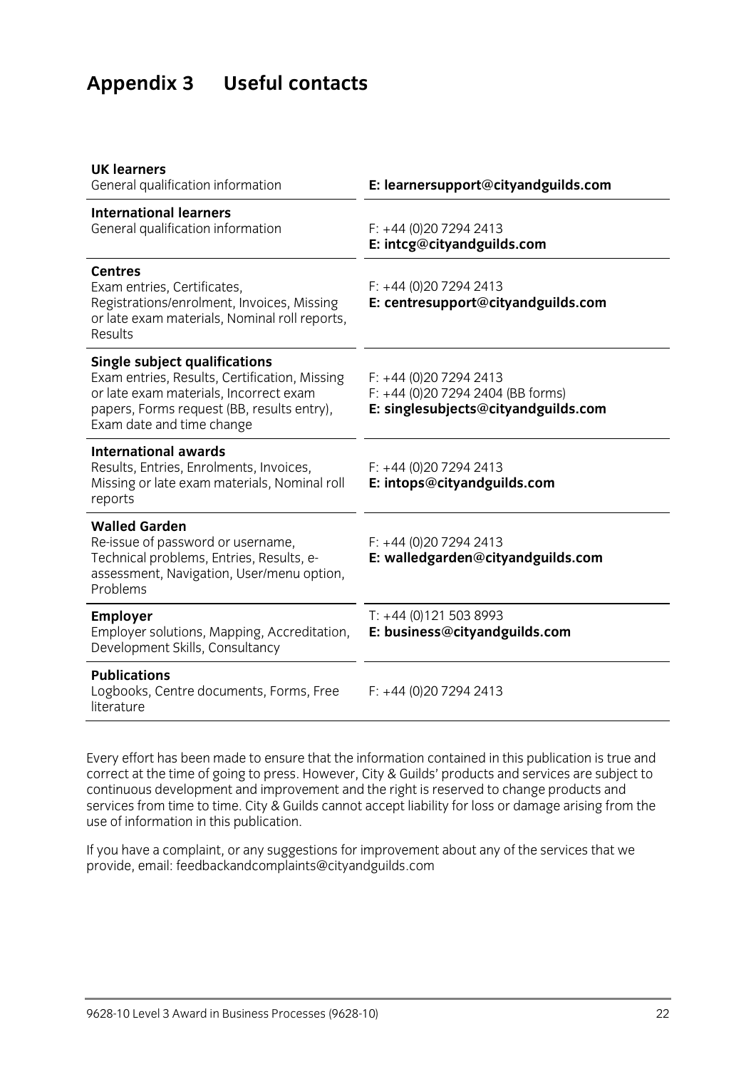# Appendix 3 Useful contacts

| | |
|---|---|
| **UK learners**<br>General qualification information | **E: learnersupport@cityandguilds.com** |
| **International learners**<br>General qualification information | F: +44 (0)20 7294 2413<br>**E: intcg@cityandguilds.com** |
| **Centres**<br>Exam entries, Certificates, Registrations/enrolment, Invoices, Missing or late exam materials, Nominal roll reports, Results | F: +44 (0)20 7294 2413<br>**E: centresupport@cityandguilds.com** |
| **Single subject qualifications**<br>Exam entries, Results, Certification, Missing or late exam materials, Incorrect exam papers, Forms request (BB, results entry), Exam date and time change | F: +44 (0)20 7294 2413<br>F: +44 (0)20 7294 2404 (BB forms)<br>**E: singlesubjects@cityandguilds.com** |
| **International awards**<br>Results, Entries, Enrolments, Invoices, Missing or late exam materials, Nominal roll reports | F: +44 (0)20 7294 2413<br>**E: intops@cityandguilds.com** |
| **Walled Garden**<br>Re-issue of password or username, Technical problems, Entries, Results, e-assessment, Navigation, User/menu option, Problems | F: +44 (0)20 7294 2413<br>**E: walledgarden@cityandguilds.com** |
| **Employer**<br>Employer solutions, Mapping, Accreditation, Development Skills, Consultancy | T: +44 (0)121 503 8993<br>**E: business@cityandguilds.com** |
| **Publications**<br>Logbooks, Centre documents, Forms, Free literature | F: +44 (0)20 7294 2413 |

Every effort has been made to ensure that the information contained in this publication is true and correct at the time of going to press. However, City & Guilds' products and services are subject to continuous development and improvement and the right is reserved to change products and services from time to time. City & Guilds cannot accept liability for loss or damage arising from the use of information in this publication.

If you have a complaint, or any suggestions for improvement about any of the services that we provide, email: feedbackandcomplaints@cityandguilds.com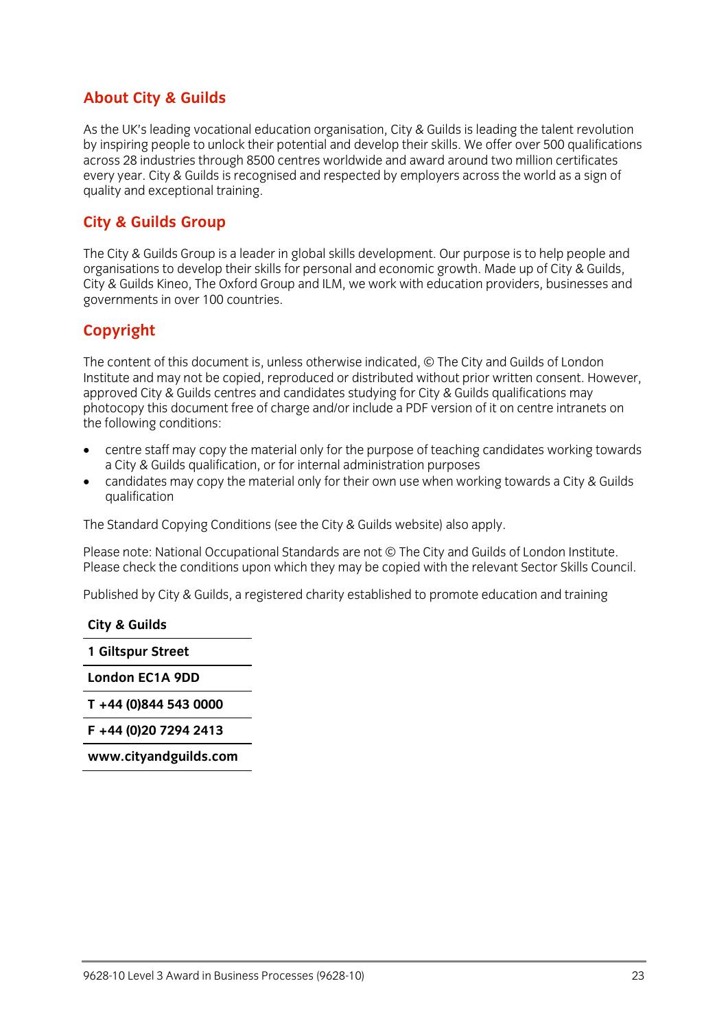## About City & Guilds

As the UK's leading vocational education organisation, City & Guilds is leading the talent revolution by inspiring people to unlock their potential and develop their skills. We offer over 500 qualifications across 28 industries through 8500 centres worldwide and award around two million certificates every year. City & Guilds is recognised and respected by employers across the world as a sign of quality and exceptional training.

## City & Guilds Group

The City & Guilds Group is a leader in global skills development. Our purpose is to help people and organisations to develop their skills for personal and economic growth. Made up of City & Guilds, City & Guilds Kineo, The Oxford Group and ILM, we work with education providers, businesses and governments in over 100 countries.

## Copyright

The content of this document is, unless otherwise indicated, © The City and Guilds of London Institute and may not be copied, reproduced or distributed without prior written consent. However, approved City & Guilds centres and candidates studying for City & Guilds qualifications may photocopy this document free of charge and/or include a PDF version of it on centre intranets on the following conditions:

- centre staff may copy the material only for the purpose of teaching candidates working towards a City & Guilds qualification, or for internal administration purposes
- candidates may copy the material only for their own use when working towards a City & Guilds qualification

The Standard Copying Conditions (see the City & Guilds website) also apply.

Please note: National Occupational Standards are not © The City and Guilds of London Institute. Please check the conditions upon which they may be copied with the relevant Sector Skills Council.

Published by City & Guilds, a registered charity established to promote education and training

| |
|---|
| **City & Guilds** |
| **1 Giltspur Street** |
| **London EC1A 9DD** |
| **T +44 (0)844 543 0000** |
| **F +44 (0)20 7294 2413** |
| **www.cityandguilds.com** |